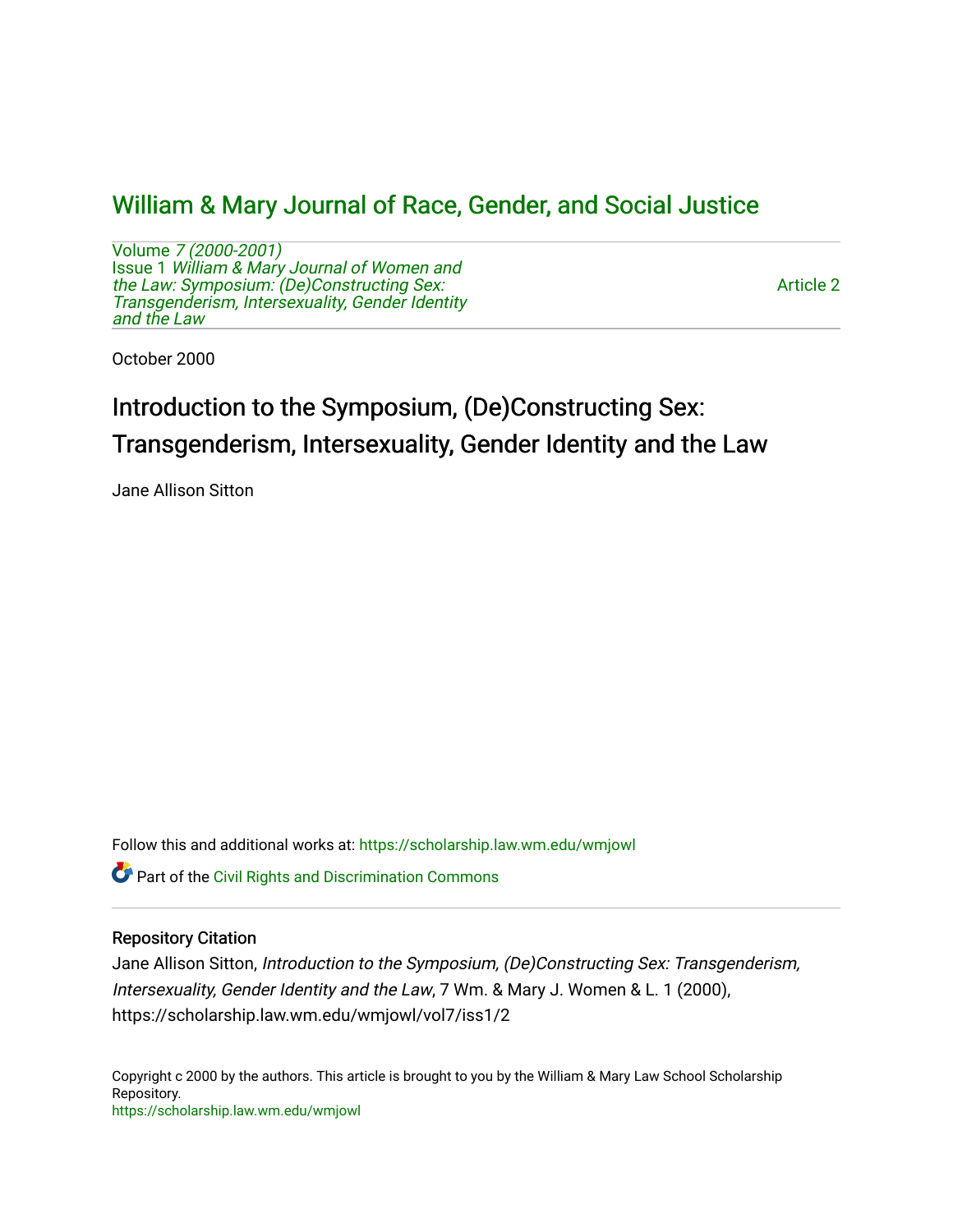# William & Mary Journal of Race, Gender, and Social Justice

Volume *7 (2000-2001)*
Issue 1 *William & Mary Journal of Women and the Law: Symposium: (De)Constructing Sex: Transgenderism, Intersexuality, Gender Identity and the Law*

Article 2

October 2000

## Introduction to the Symposium, (De)Constructing Sex: Transgenderism, Intersexuality, Gender Identity and the Law

Jane Allison Sitton

Follow this and additional works at: https://scholarship.law.wm.edu/wmjowl

Part of the Civil Rights and Discrimination Commons

### Repository Citation

Jane Allison Sitton, *Introduction to the Symposium, (De)Constructing Sex: Transgenderism, Intersexuality, Gender Identity and the Law*, 7 Wm. & Mary J. Women & L. 1 (2000), https://scholarship.law.wm.edu/wmjowl/vol7/iss1/2

Copyright c 2000 by the authors. This article is brought to you by the William & Mary Law School Scholarship Repository.
https://scholarship.law.wm.edu/wmjowl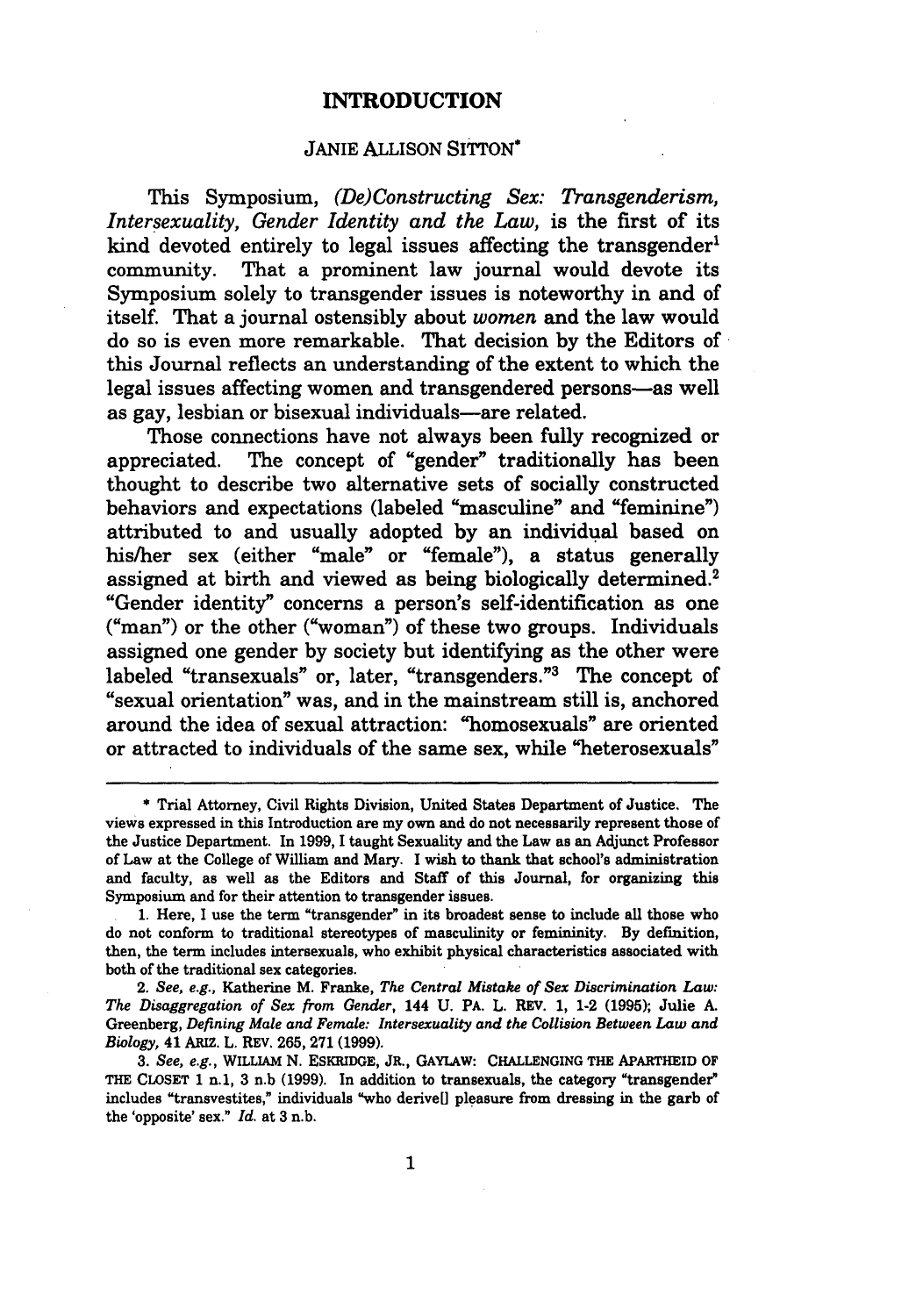# INTRODUCTION

JANIE ALLISON SITTON*

This Symposium, *(De)Constructing Sex: Transgenderism, Intersexuality, Gender Identity and the Law*, is the first of its kind devoted entirely to legal issues affecting the transgender[1] community. That a prominent law journal would devote its Symposium solely to transgender issues is noteworthy in and of itself. That a journal ostensibly about *women* and the law would do so is even more remarkable. That decision by the Editors of this Journal reflects an understanding of the extent to which the legal issues affecting women and transgendered persons—as well as gay, lesbian or bisexual individuals—are related.

Those connections have not always been fully recognized or appreciated. The concept of "gender" traditionally has been thought to describe two alternative sets of socially constructed behaviors and expectations (labeled "masculine" and "feminine") attributed to and usually adopted by an individual based on his/her sex (either "male" or "female"), a status generally assigned at birth and viewed as being biologically determined.[2] "Gender identity" concerns a person's self-identification as one ("man") or the other ("woman") of these two groups. Individuals assigned one gender by society but identifying as the other were labeled "transexuals" or, later, "transgenders."[3] The concept of "sexual orientation" was, and in the mainstream still is, anchored around the idea of sexual attraction: "homosexuals" are oriented or attracted to individuals of the same sex, while "heterosexuals"

---

\* Trial Attorney, Civil Rights Division, United States Department of Justice. The views expressed in this Introduction are my own and do not necessarily represent those of the Justice Department. In 1999, I taught Sexuality and the Law as an Adjunct Professor of Law at the College of William and Mary. I wish to thank that school's administration and faculty, as well as the Editors and Staff of this Journal, for organizing this Symposium and for their attention to transgender issues.

1. Here, I use the term "transgender" in its broadest sense to include all those who do not conform to traditional stereotypes of masculinity or femininity. By definition, then, the term includes intersexuals, who exhibit physical characteristics associated with both of the traditional sex categories.

2. *See, e.g.*, Katherine M. Franke, *The Central Mistake of Sex Discrimination Law: The Disaggregation of Sex from Gender*, 144 U. PA. L. REV. 1, 1-2 (1995); Julie A. Greenberg, *Defining Male and Female: Intersexuality and the Collision Between Law and Biology*, 41 ARIZ. L. REV. 265, 271 (1999).

3. *See, e.g.*, WILLIAM N. ESKRIDGE, JR., GAYLAW: CHALLENGING THE APARTHEID OF THE CLOSET 1 n.1, 3 n.b (1999). In addition to transexuals, the category "transgender" includes "transvestites," individuals "who derive[] pleasure from dressing in the garb of the 'opposite' sex." *Id.* at 3 n.b.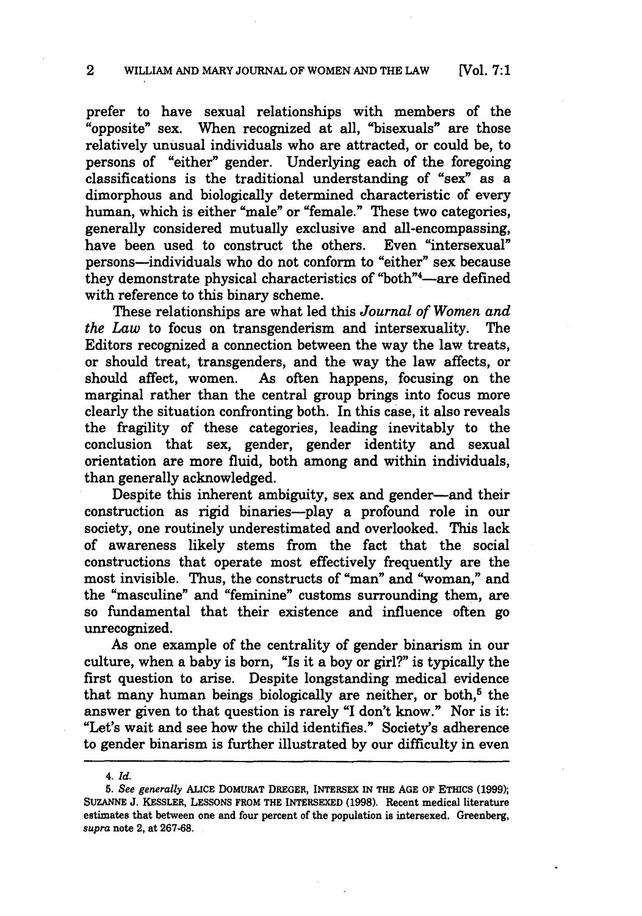prefer to have sexual relationships with members of the "opposite" sex. When recognized at all, "bisexuals" are those relatively unusual individuals who are attracted, or could be, to persons of "either" gender. Underlying each of the foregoing classifications is the traditional understanding of "sex" as a dimorphous and biologically determined characteristic of every human, which is either "male" or "female." These two categories, generally considered mutually exclusive and all-encompassing, have been used to construct the others. Even "intersexual" persons—individuals who do not conform to "either" sex because they demonstrate physical characteristics of "both"[4]—are defined with reference to this binary scheme.

These relationships are what led this *Journal of Women and the Law* to focus on transgenderism and intersexuality. The Editors recognized a connection between the way the law treats, or should treat, transgenders, and the way the law affects, or should affect, women. As often happens, focusing on the marginal rather than the central group brings into focus more clearly the situation confronting both. In this case, it also reveals the fragility of these categories, leading inevitably to the conclusion that sex, gender, gender identity and sexual orientation are more fluid, both among and within individuals, than generally acknowledged.

Despite this inherent ambiguity, sex and gender—and their construction as rigid binaries—play a profound role in our society, one routinely underestimated and overlooked. This lack of awareness likely stems from the fact that the social constructions that operate most effectively frequently are the most invisible. Thus, the constructs of "man" and "woman," and the "masculine" and "feminine" customs surrounding them, are so fundamental that their existence and influence often go unrecognized.

As one example of the centrality of gender binarism in our culture, when a baby is born, "Is it a boy or girl?" is typically the first question to arise. Despite longstanding medical evidence that many human beings biologically are neither, or both,[5] the answer given to that question is rarely "I don't know." Nor is it: "Let's wait and see how the child identifies." Society's adherence to gender binarism is further illustrated by our difficulty in even

---

4. *Id.*

5. *See generally* ALICE DOMURAT DREGER, INTERSEX IN THE AGE OF ETHICS (1999); SUZANNE J. KESSLER, LESSONS FROM THE INTERSEXED (1998). Recent medical literature estimates that between one and four percent of the population is intersexed. Greenberg, *supra* note 2, at 267-68.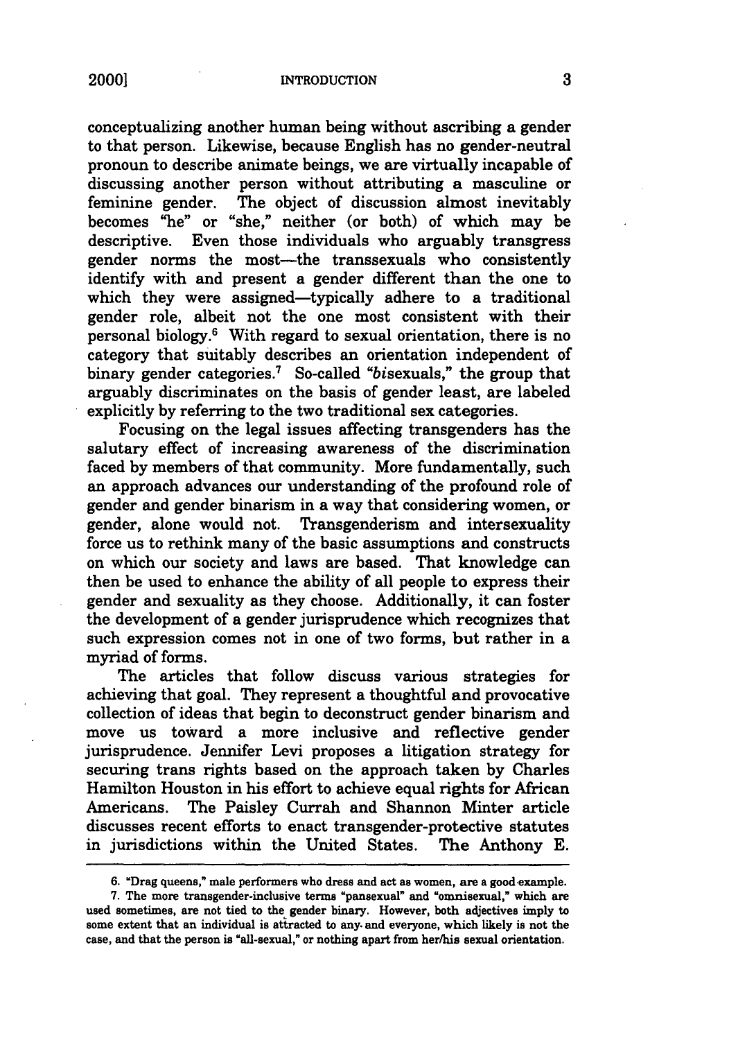conceptualizing another human being without ascribing a gender to that person. Likewise, because English has no gender-neutral pronoun to describe animate beings, we are virtually incapable of discussing another person without attributing a masculine or feminine gender. The object of discussion almost inevitably becomes "he" or "she," neither (or both) of which may be descriptive. Even those individuals who arguably transgress gender norms the most—the transsexuals who consistently identify with and present a gender different than the one to which they were assigned—typically adhere to a traditional gender role, albeit not the one most consistent with their personal biology.[6] With regard to sexual orientation, there is no category that suitably describes an orientation independent of binary gender categories.[7] So-called "*bi*sexuals," the group that arguably discriminates on the basis of gender least, are labeled explicitly by referring to the two traditional sex categories.

Focusing on the legal issues affecting transgenders has the salutary effect of increasing awareness of the discrimination faced by members of that community. More fundamentally, such an approach advances our understanding of the profound role of gender and gender binarism in a way that considering women, or gender, alone would not. Transgenderism and intersexuality force us to rethink many of the basic assumptions and constructs on which our society and laws are based. That knowledge can then be used to enhance the ability of all people to express their gender and sexuality as they choose. Additionally, it can foster the development of a gender jurisprudence which recognizes that such expression comes not in one of two forms, but rather in a myriad of forms.

The articles that follow discuss various strategies for achieving that goal. They represent a thoughtful and provocative collection of ideas that begin to deconstruct gender binarism and move us toward a more inclusive and reflective gender jurisprudence. Jennifer Levi proposes a litigation strategy for securing trans rights based on the approach taken by Charles Hamilton Houston in his effort to achieve equal rights for African Americans. The Paisley Currah and Shannon Minter article discusses recent efforts to enact transgender-protective statutes in jurisdictions within the United States. The Anthony E.

---

6. "Drag queens," male performers who dress and act as women, are a good example.

7. The more transgender-inclusive terms "pansexual" and "omnisexual," which are used sometimes, are not tied to the gender binary. However, both adjectives imply to some extent that an individual is attracted to any and everyone, which likely is not the case, and that the person is "all-sexual," or nothing apart from her/his sexual orientation.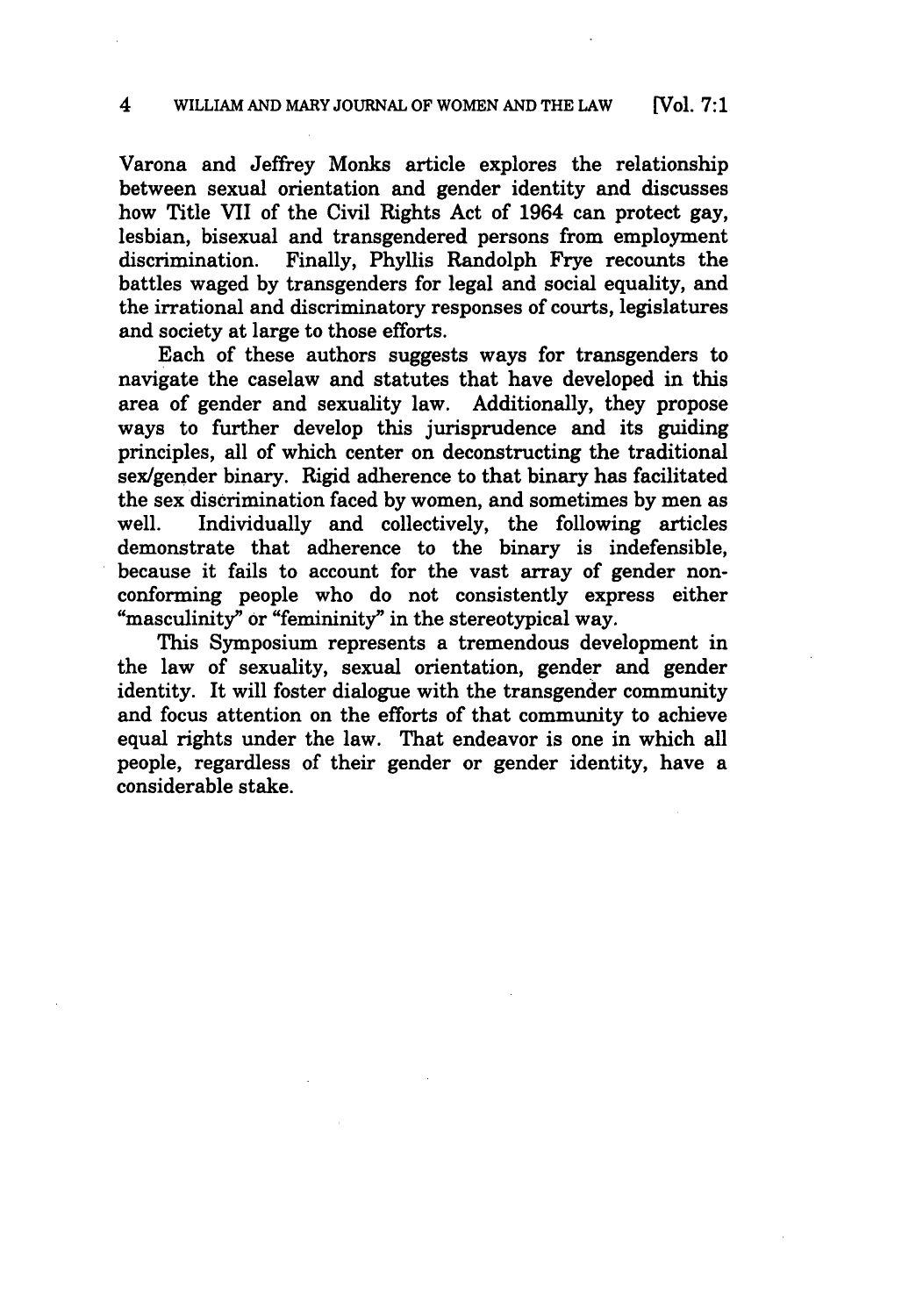Varona and Jeffrey Monks article explores the relationship between sexual orientation and gender identity and discusses how Title VII of the Civil Rights Act of 1964 can protect gay, lesbian, bisexual and transgendered persons from employment discrimination. Finally, Phyllis Randolph Frye recounts the battles waged by transgenders for legal and social equality, and the irrational and discriminatory responses of courts, legislatures and society at large to those efforts.

Each of these authors suggests ways for transgenders to navigate the caselaw and statutes that have developed in this area of gender and sexuality law. Additionally, they propose ways to further develop this jurisprudence and its guiding principles, all of which center on deconstructing the traditional sex/gender binary. Rigid adherence to that binary has facilitated the sex discrimination faced by women, and sometimes by men as well. Individually and collectively, the following articles demonstrate that adherence to the binary is indefensible, because it fails to account for the vast array of gender non-conforming people who do not consistently express either "masculinity" or "femininity" in the stereotypical way.

This Symposium represents a tremendous development in the law of sexuality, sexual orientation, gender and gender identity. It will foster dialogue with the transgender community and focus attention on the efforts of that community to achieve equal rights under the law. That endeavor is one in which all people, regardless of their gender or gender identity, have a considerable stake.